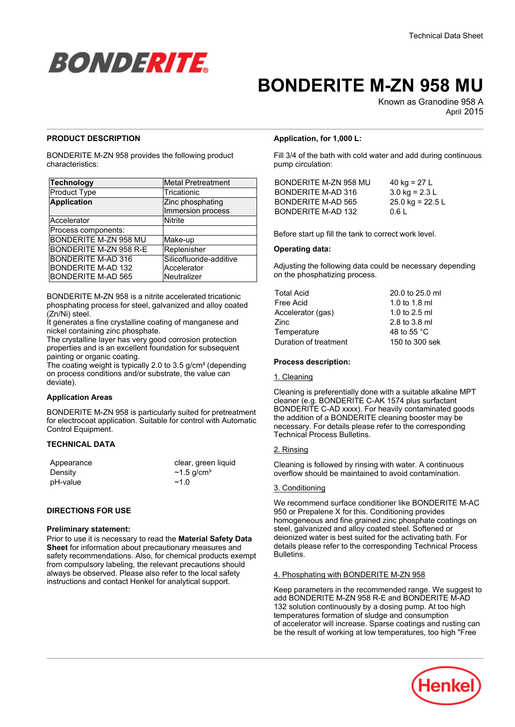Technical Data Sheet

# BONDERITE M-ZN 958 MU

Known as Granodine 958 A
April 2015

## PRODUCT DESCRIPTION

BONDERITE M-ZN 958 provides the following product characteristics:

| **Technology** | Metal Pretreatment |
|---|---|
| Product Type | Tricationic |
| **Application** | Zinc phosphating<br>Immersion process |
| Accelerator | Nitrite |
| Process components: | |
| BONDERITE M-ZN 958 MU | Make-up |
| BONDERITE M-ZN 958 R-E | Replenisher |
| BONDERITE M-AD 316<br>BONDERITE M-AD 132<br>BONDERITE M-AD 565 | Silicofluoride-additive<br>Accelerator<br>Neutralizer |

BONDERITE M-ZN 958 is a nitrite accelerated tricationic phosphating process for steel, galvanized and alloy coated (Zn/Ni) steel.
It generates a fine crystalline coating of manganese and nickel containing zinc phosphate.
The crystalline layer has very good corrosion protection properties and is an excellent foundation for subsequent painting or organic coating.
The coating weight is typically 2.0 to 3.5 g/cm³ (depending on process conditions and/or substrate, the value can deviate).

### Application Areas

BONDERITE M-ZN 958 is particularly suited for pretreatment for electrocoat application. Suitable for control with Automatic Control Equipment.

## TECHNICAL DATA

| | |
|---|---|
| Appearance | clear, green liquid |
| Density | ~1.5 g/cm³ |
| pH-value | ~1.0 |

## DIRECTIONS FOR USE

### Preliminary statement:

Prior to use it is necessary to read the **Material Safety Data Sheet** for information about precautionary measures and safety recommendations. Also, for chemical products exempt from compulsory labeling, the relevant precautions should always be observed. Please also refer to the local safety instructions and contact Henkel for analytical support.

### Application, for 1,000 L:

Fill 3/4 of the bath with cold water and add during continuous pump circulation:

| | |
|---|---|
| BONDERITE M-ZN 958 MU | 40 kg = 27 L |
| BONDERITE M-AD 316 | 3.0 kg = 2.3 L |
| BONDERITE M-AD 565 | 25.0 kg = 22.5 L |
| BONDERITE M-AD 132 | 0.6 L |

Before start up fill the tank to correct work level.

### Operating data:

Adjusting the following data could be necessary depending on the phosphatizing process.

| | |
|---|---|
| Total Acid | 20.0 to 25.0 ml |
| Free Acid | 1.0 to 1.8 ml |
| Accelerator (gas) | 1.0 to 2.5 ml |
| Zinc | 2.8 to 3.8 ml |
| Temperature | 48 to 55 °C |
| Duration of treatment | 150 to 300 sek |

### Process description:

1. Cleaning

Cleaning is preferentially done with a suitable alkaline MPT cleaner (e.g. BONDERITE C-AK 1574 plus surfactant BONDERITE C-AD xxxx). For heavily contaminated goods the addition of a BONDERITE cleaning booster may be necessary. For details please refer to the corresponding Technical Process Bulletins.

2. Rinsing

Cleaning is followed by rinsing with water. A continuous overflow should be maintained to avoid contamination.

3. Conditioning

We recommend surface conditioner like BONDERITE M-AC 950 or Prepalene X for this. Conditioning provides homogeneous and fine grained zinc phosphate coatings on steel, galvanized and alloy coated steel. Softened or deionized water is best suited for the activating bath. For details please refer to the corresponding Technical Process Bulletins.

4. Phosphating with BONDERITE M-ZN 958

Keep parameters in the recommended range. We suggest to add BONDERITE M-ZN 958 R-E and BONDERITE M-AD 132 solution continuously by a dosing pump. At too high temperatures formation of sludge and consumption of accelerator will increase. Sparse coatings and rusting can be the result of working at low temperatures, too high "Free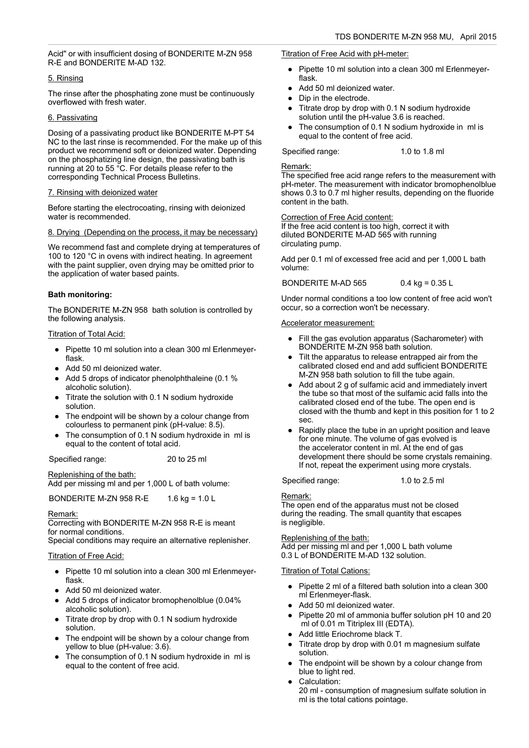Acid" or with insufficient dosing of BONDERITE M-ZN 958 R-E and BONDERITE M-AD 132.

5. Rinsing

The rinse after the phosphating zone must be continuously overflowed with fresh water.

6. Passivating

Dosing of a passivating product like BONDERITE M-PT 54 NC to the last rinse is recommended. For the make up of this product we recommend soft or deionized water. Depending on the phosphatizing line design, the passivating bath is running at 20 to 55 °C. For details please refer to the corresponding Technical Process Bulletins.

7. Rinsing with deionized water

Before starting the electrocoating, rinsing with deionized water is recommended.

8. Drying (Depending on the process, it may be necessary)

We recommend fast and complete drying at temperatures of 100 to 120 °C in ovens with indirect heating. In agreement with the paint supplier, oven drying may be omitted prior to the application of water based paints.

**Bath monitoring:**

The BONDERITE M-ZN 958 bath solution is controlled by the following analysis.

Titration of Total Acid:

- Pipette 10 ml solution into a clean 300 ml Erlenmeyer-flask.
- Add 50 ml deionized water.
- Add 5 drops of indicator phenolphthaleine (0.1 % alcoholic solution).
- Titrate the solution with 0.1 N sodium hydroxide solution.
- The endpoint will be shown by a colour change from colourless to permanent pink (pH-value: 8.5).
- The consumption of 0.1 N sodium hydroxide in ml is equal to the content of total acid.

Specified range: 20 to 25 ml

Replenishing of the bath:
Add per missing ml and per 1,000 L of bath volume:

BONDERITE M-ZN 958 R-E 1.6 kg = 1.0 L

Remark:
Correcting with BONDERITE M-ZN 958 R-E is meant for normal conditions.
Special conditions may require an alternative replenisher.

Titration of Free Acid:

- Pipette 10 ml solution into a clean 300 ml Erlenmeyer-flask.
- Add 50 ml deionized water.
- Add 5 drops of indicator bromophenolblue (0.04% alcoholic solution).
- Titrate drop by drop with 0.1 N sodium hydroxide solution.
- The endpoint will be shown by a colour change from yellow to blue (pH-value: 3.6).
- The consumption of 0.1 N sodium hydroxide in ml is equal to the content of free acid.

Titration of Free Acid with pH-meter:

- Pipette 10 ml solution into a clean 300 ml Erlenmeyer-flask.
- Add 50 ml deionized water.
- Dip in the electrode.
- Titrate drop by drop with 0.1 N sodium hydroxide solution until the pH-value 3.6 is reached.
- The consumption of 0.1 N sodium hydroxide in ml is equal to the content of free acid.

Specified range: 1.0 to 1.8 ml

Remark:
The specified free acid range refers to the measurement with pH-meter. The measurement with indicator bromophenolblue shows 0.3 to 0.7 ml higher results, depending on the fluoride content in the bath.

Correction of Free Acid content:
If the free acid content is too high, correct it with diluted BONDERITE M-AD 565 with running circulating pump.

Add per 0.1 ml of excessed free acid and per 1,000 L bath volume:

BONDERITE M-AD 565 0.4 kg = 0.35 L

Under normal conditions a too low content of free acid won't occur, so a correction won't be necessary.

Accelerator measurement:

- Fill the gas evolution apparatus (Sacharometer) with BONDERITE M-ZN 958 bath solution.
- Tilt the apparatus to release entrapped air from the calibrated closed end and add sufficient BONDERITE M-ZN 958 bath solution to fill the tube again.
- Add about 2 g of sulfamic acid and immediately invert the tube so that most of the sulfamic acid falls into the calibrated closed end of the tube. The open end is closed with the thumb and kept in this position for 1 to 2 sec.
- Rapidly place the tube in an upright position and leave for one minute. The volume of gas evolved is the accelerator content in ml. At the end of gas development there should be some crystals remaining. If not, repeat the experiment using more crystals.

Specified range: 1.0 to 2.5 ml

Remark:
The open end of the apparatus must not be closed during the reading. The small quantity that escapes is negligible.

Replenishing of the bath:
Add per missing ml and per 1,000 L bath volume 0.3 L of BONDERITE M-AD 132 solution.

Titration of Total Cations:

- Pipette 2 ml of a filtered bath solution into a clean 300 ml Erlenmeyer-flask.
- Add 50 ml deionized water.
- Pipette 20 ml of ammonia buffer solution pH 10 and 20 ml of 0.01 m Titriplex III (EDTA).
- Add little Eriochrome black T.
- Titrate drop by drop with 0.01 m magnesium sulfate solution.
- The endpoint will be shown by a colour change from blue to light red.
- Calculation:
  20 ml - consumption of magnesium sulfate solution in ml is the total cations pointage.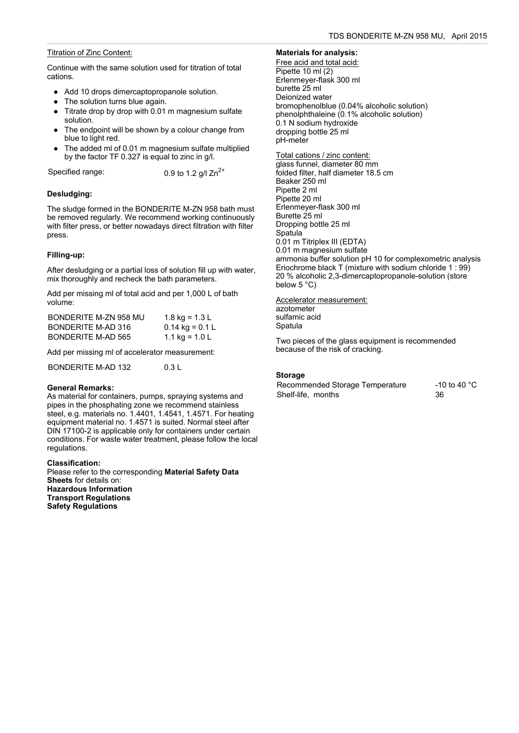Titration of Zinc Content:

Continue with the same solution used for titration of total cations.

- Add 10 drops dimercaptopropanole solution.
- The solution turns blue again.
- Titrate drop by drop with 0.01 m magnesium sulfate solution.
- The endpoint will be shown by a colour change from blue to light red.
- The added ml of 0.01 m magnesium sulfate multiplied by the factor TF 0.327 is equal to zinc in g/l.

Specified range: 0.9 to 1.2 g/l $Zn^{2+}$

**Desludging:**

The sludge formed in the BONDERITE M-ZN 958 bath must be removed regularly. We recommend working continuously with filter press, or better nowadays direct filtration with filter press.

**Filling-up:**

After desludging or a partial loss of solution fill up with water, mix thoroughly and recheck the bath parameters.

Add per missing ml of total acid and per 1,000 L of bath volume:

| | |
|---|---|
| BONDERITE M-ZN 958 MU | 1.8 kg = 1.3 L |
| BONDERITE M-AD 316 | 0.14 kg = 0.1 L |
| BONDERITE M-AD 565 | 1.1 kg = 1.0 L |

Add per missing ml of accelerator measurement:

| | |
|---|---|
| BONDERITE M-AD 132 | 0.3 L |

**General Remarks:**
As material for containers, pumps, spraying systems and pipes in the phosphating zone we recommend stainless steel, e.g. materials no. 1.4401, 1.4541, 1.4571. For heating equipment material no. 1.4571 is suited. Normal steel after DIN 17100-2 is applicable only for containers under certain conditions. For waste water treatment, please follow the local regulations.

**Classification:**
Please refer to the corresponding **Material Safety Data Sheets** for details on:
**Hazardous Information**
**Transport Regulations**
**Safety Regulations**

**Materials for analysis:**

Free acid and total acid:
Pipette 10 ml (2)
Erlenmeyer-flask 300 ml
burette 25 ml
Deionized water
bromophenolblue (0.04% alcoholic solution)
phenolphthaleine (0.1% alcoholic solution)
0.1 N sodium hydroxide
dropping bottle 25 ml
pH-meter

Total cations / zinc content:
glass funnel, diameter 80 mm
folded filter, half diameter 18.5 cm
Beaker 250 ml
Pipette 2 ml
Pipette 20 ml
Erlenmeyer-flask 300 ml
Burette 25 ml
Dropping bottle 25 ml
Spatula
0.01 m Titriplex III (EDTA)
0.01 m magnesium sulfate
ammonia buffer solution pH 10 for complexometric analysis
Eriochrome black T (mixture with sodium chloride 1 : 99)
20 % alcoholic 2,3-dimercaptopropanole-solution (store below 5 °C)

Accelerator measurement:
azotometer
sulfamic acid
Spatula

Two pieces of the glass equipment is recommended because of the risk of cracking.

**Storage**

| | |
|---|---|
| Recommended Storage Temperature | -10 to 40 °C |
| Shelf-life, months | 36 |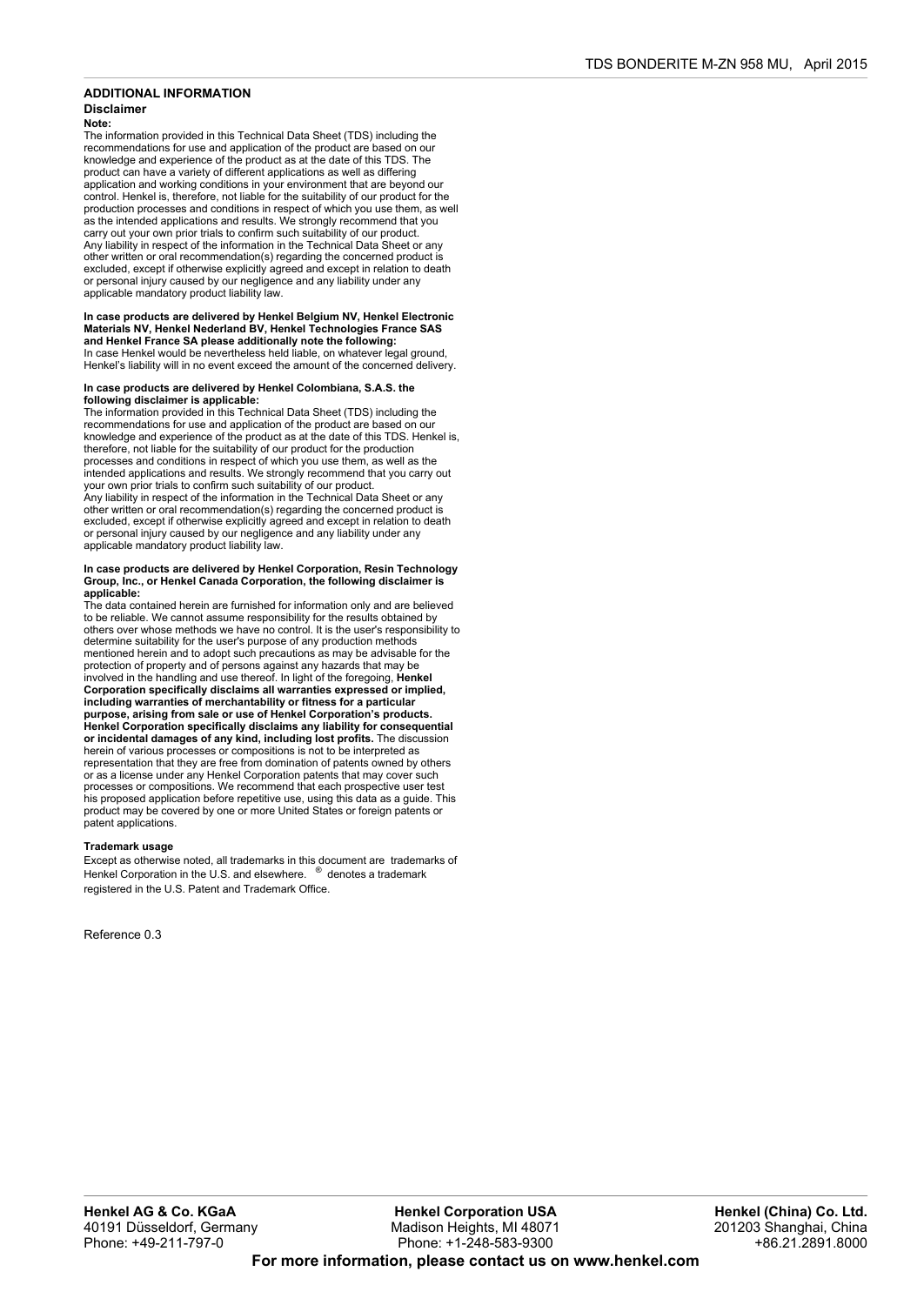## ADDITIONAL INFORMATION

### Disclaimer

**Note:**

The information provided in this Technical Data Sheet (TDS) including the recommendations for use and application of the product are based on our knowledge and experience of the product as at the date of this TDS. The product can have a variety of different applications as well as differing application and working conditions in your environment that are beyond our control. Henkel is, therefore, not liable for the suitability of our product for the production processes and conditions in respect of which you use them, as well as the intended applications and results. We strongly recommend that you carry out your own prior trials to confirm such suitability of our product.
Any liability in respect of the information in the Technical Data Sheet or any other written or oral recommendation(s) regarding the concerned product is excluded, except if otherwise explicitly agreed and except in relation to death or personal injury caused by our negligence and any liability under any applicable mandatory product liability law.

**In case products are delivered by Henkel Belgium NV, Henkel Electronic Materials NV, Henkel Nederland BV, Henkel Technologies France SAS and Henkel France SA please additionally note the following:**
In case Henkel would be nevertheless held liable, on whatever legal ground, Henkel's liability will in no event exceed the amount of the concerned delivery.

**In case products are delivered by Henkel Colombiana, S.A.S. the following disclaimer is applicable:**
The information provided in this Technical Data Sheet (TDS) including the recommendations for use and application of the product are based on our knowledge and experience of the product as at the date of this TDS. Henkel is, therefore, not liable for the suitability of our product for the production processes and conditions in respect of which you use them, as well as the intended applications and results. We strongly recommend that you carry out your own prior trials to confirm such suitability of our product.
Any liability in respect of the information in the Technical Data Sheet or any other written or oral recommendation(s) regarding the concerned product is excluded, except if otherwise explicitly agreed and except in relation to death or personal injury caused by our negligence and any liability under any applicable mandatory product liability law.

**In case products are delivered by Henkel Corporation, Resin Technology Group, Inc., or Henkel Canada Corporation, the following disclaimer is applicable:**
The data contained herein are furnished for information only and are believed to be reliable. We cannot assume responsibility for the results obtained by others over whose methods we have no control. It is the user's responsibility to determine suitability for the user's purpose of any production methods mentioned herein and to adopt such precautions as may be advisable for the protection of property and of persons against any hazards that may be involved in the handling and use thereof. In light of the foregoing, **Henkel Corporation specifically disclaims all warranties expressed or implied, including warranties of merchantability or fitness for a particular purpose, arising from sale or use of Henkel Corporation's products. Henkel Corporation specifically disclaims any liability for consequential or incidental damages of any kind, including lost profits.** The discussion herein of various processes or compositions is not to be interpreted as representation that they are free from domination of patents owned by others or as a license under any Henkel Corporation patents that may cover such processes or compositions. We recommend that each prospective user test his proposed application before repetitive use, using this data as a guide. This product may be covered by one or more United States or foreign patents or patent applications.

**Trademark usage**

Except as otherwise noted, all trademarks in this document are trademarks of Henkel Corporation in the U.S. and elsewhere. ® denotes a trademark registered in the U.S. Patent and Trademark Office.

Reference 0.3

**Henkel AG & Co. KGaA**
40191 Düsseldorf, Germany
Phone: +49-211-797-0

**Henkel Corporation USA**
Madison Heights, MI 48071
Phone: +1-248-583-9300

**Henkel (China) Co. Ltd.**
201203 Shanghai, China
+86.21.2891.8000

**For more information, please contact us on www.henkel.com**